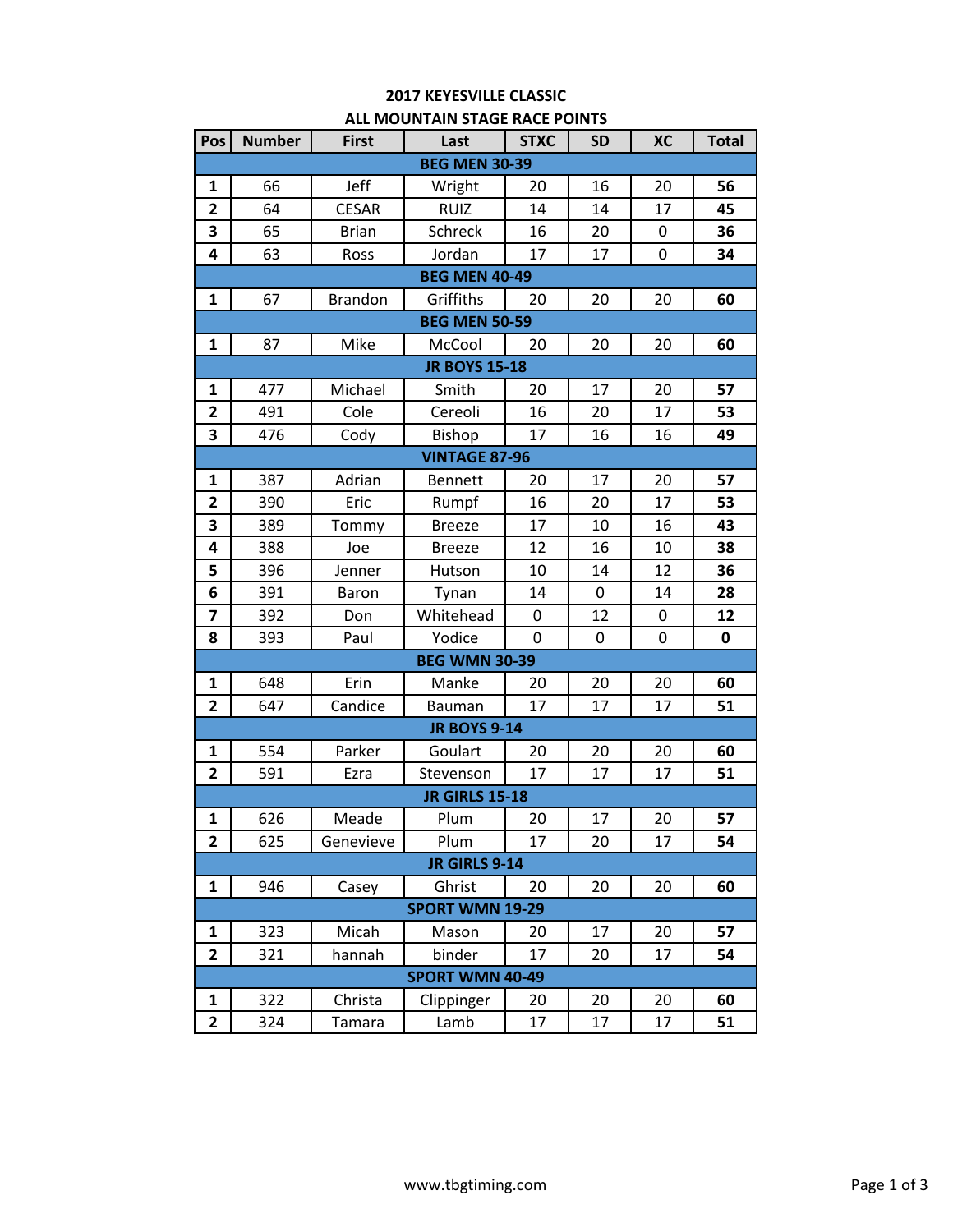# 2017 KEYESVILLE CLASSIC

## ALL MOUNTAIN STAGE RACE POINTS

| Pos | Number | First | Last | STXC | SD | XC | Total |
|---|---|---|---|---|---|---|---|
| **BEG MEN 30-39** | | | | | | | |
| **1** | 66 | Jeff | Wright | 20 | 16 | 20 | **56** |
| **2** | 64 | CESAR | RUIZ | 14 | 14 | 17 | **45** |
| **3** | 65 | Brian | Schreck | 16 | 20 | 0 | **36** |
| **4** | 63 | Ross | Jordan | 17 | 17 | 0 | **34** |
| **BEG MEN 40-49** | | | | | | | |
| **1** | 67 | Brandon | Griffiths | 20 | 20 | 20 | **60** |
| **BEG MEN 50-59** | | | | | | | |
| **1** | 87 | Mike | McCool | 20 | 20 | 20 | **60** |
| **JR BOYS 15-18** | | | | | | | |
| **1** | 477 | Michael | Smith | 20 | 17 | 20 | **57** |
| **2** | 491 | Cole | Cereoli | 16 | 20 | 17 | **53** |
| **3** | 476 | Cody | Bishop | 17 | 16 | 16 | **49** |
| **VINTAGE 87-96** | | | | | | | |
| **1** | 387 | Adrian | Bennett | 20 | 17 | 20 | **57** |
| **2** | 390 | Eric | Rumpf | 16 | 20 | 17 | **53** |
| **3** | 389 | Tommy | Breeze | 17 | 10 | 16 | **43** |
| **4** | 388 | Joe | Breeze | 12 | 16 | 10 | **38** |
| **5** | 396 | Jenner | Hutson | 10 | 14 | 12 | **36** |
| **6** | 391 | Baron | Tynan | 14 | 0 | 14 | **28** |
| **7** | 392 | Don | Whitehead | 0 | 12 | 0 | **12** |
| **8** | 393 | Paul | Yodice | 0 | 0 | 0 | **0** |
| **BEG WMN 30-39** | | | | | | | |
| **1** | 648 | Erin | Manke | 20 | 20 | 20 | **60** |
| **2** | 647 | Candice | Bauman | 17 | 17 | 17 | **51** |
| **JR BOYS 9-14** | | | | | | | |
| **1** | 554 | Parker | Goulart | 20 | 20 | 20 | **60** |
| **2** | 591 | Ezra | Stevenson | 17 | 17 | 17 | **51** |
| **JR GIRLS 15-18** | | | | | | | |
| **1** | 626 | Meade | Plum | 20 | 17 | 20 | **57** |
| **2** | 625 | Genevieve | Plum | 17 | 20 | 17 | **54** |
| **JR GIRLS 9-14** | | | | | | | |
| **1** | 946 | Casey | Ghrist | 20 | 20 | 20 | **60** |
| **SPORT WMN 19-29** | | | | | | | |
| **1** | 323 | Micah | Mason | 20 | 17 | 20 | **57** |
| **2** | 321 | hannah | binder | 17 | 20 | 17 | **54** |
| **SPORT WMN 40-49** | | | | | | | |
| **1** | 322 | Christa | Clippinger | 20 | 20 | 20 | **60** |
| **2** | 324 | Tamara | Lamb | 17 | 17 | 17 | **51** |

www.tbgtiming.com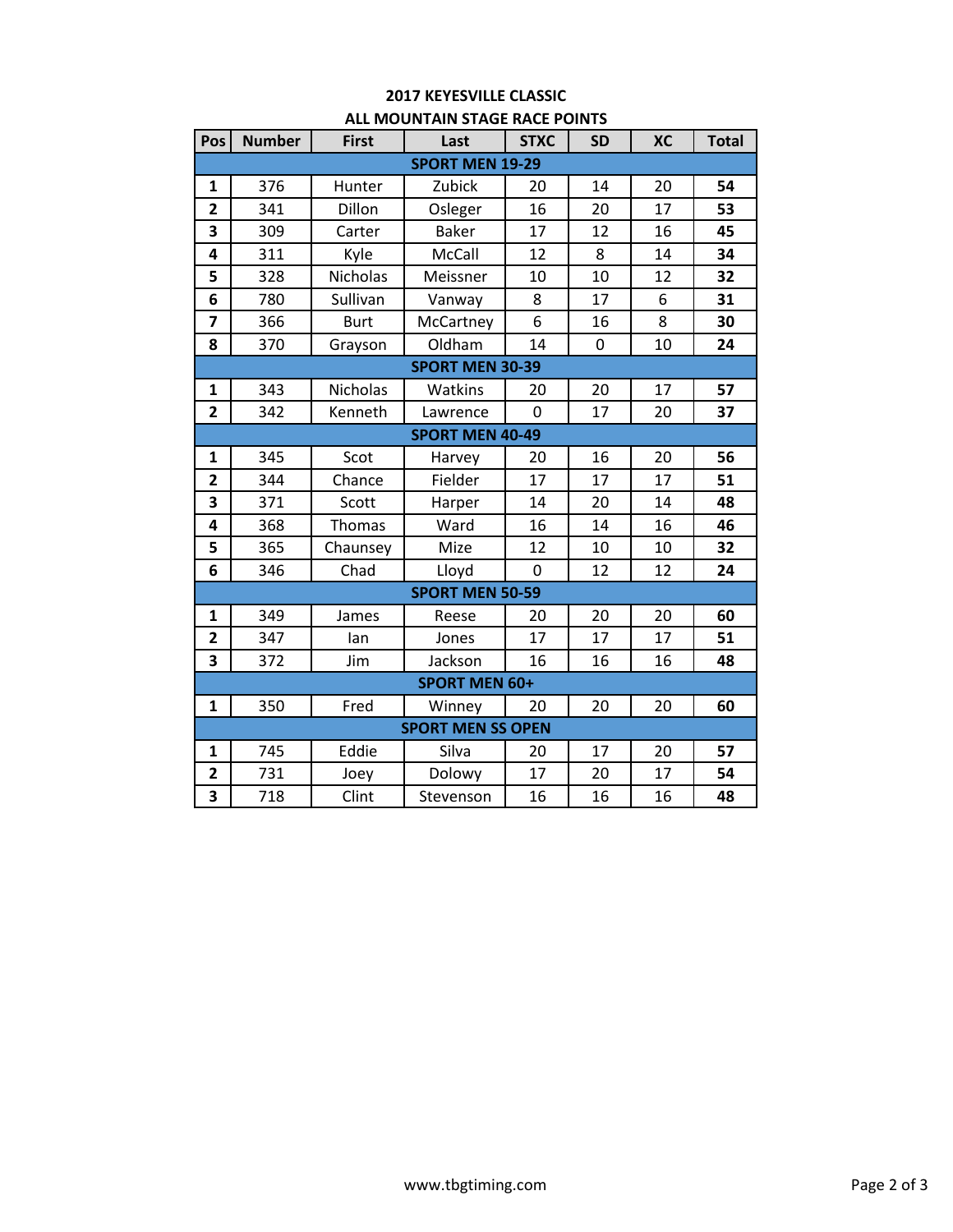# 2017 KEYESVILLE CLASSIC

## ALL MOUNTAIN STAGE RACE POINTS

| Pos | Number | First | Last | STXC | SD | XC | Total |
|---|---|---|---|---|---|---|---|
| **SPORT MEN 19-29** | | | | | | | |
| **1** | 376 | Hunter | Zubick | 20 | 14 | 20 | **54** |
| **2** | 341 | Dillon | Osleger | 16 | 20 | 17 | **53** |
| **3** | 309 | Carter | Baker | 17 | 12 | 16 | **45** |
| **4** | 311 | Kyle | McCall | 12 | 8 | 14 | **34** |
| **5** | 328 | Nicholas | Meissner | 10 | 10 | 12 | **32** |
| **6** | 780 | Sullivan | Vanway | 8 | 17 | 6 | **31** |
| **7** | 366 | Burt | McCartney | 6 | 16 | 8 | **30** |
| **8** | 370 | Grayson | Oldham | 14 | 0 | 10 | **24** |
| **SPORT MEN 30-39** | | | | | | | |
| **1** | 343 | Nicholas | Watkins | 20 | 20 | 17 | **57** |
| **2** | 342 | Kenneth | Lawrence | 0 | 17 | 20 | **37** |
| **SPORT MEN 40-49** | | | | | | | |
| **1** | 345 | Scot | Harvey | 20 | 16 | 20 | **56** |
| **2** | 344 | Chance | Fielder | 17 | 17 | 17 | **51** |
| **3** | 371 | Scott | Harper | 14 | 20 | 14 | **48** |
| **4** | 368 | Thomas | Ward | 16 | 14 | 16 | **46** |
| **5** | 365 | Chaunsey | Mize | 12 | 10 | 10 | **32** |
| **6** | 346 | Chad | Lloyd | 0 | 12 | 12 | **24** |
| **SPORT MEN 50-59** | | | | | | | |
| **1** | 349 | James | Reese | 20 | 20 | 20 | **60** |
| **2** | 347 | Ian | Jones | 17 | 17 | 17 | **51** |
| **3** | 372 | Jim | Jackson | 16 | 16 | 16 | **48** |
| **SPORT MEN 60+** | | | | | | | |
| **1** | 350 | Fred | Winney | 20 | 20 | 20 | **60** |
| **SPORT MEN SS OPEN** | | | | | | | |
| **1** | 745 | Eddie | Silva | 20 | 17 | 20 | **57** |
| **2** | 731 | Joey | Dolowy | 17 | 20 | 17 | **54** |
| **3** | 718 | Clint | Stevenson | 16 | 16 | 16 | **48** |

www.tbgtiming.com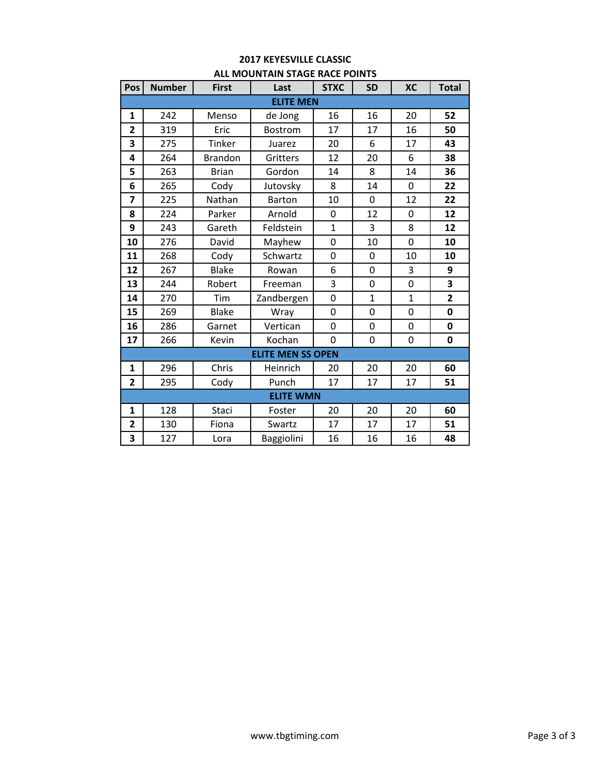## 2017 KEYESVILLE CLASSIC

## ALL MOUNTAIN STAGE RACE POINTS

| Pos | Number | First | Last | STXC | SD | XC | Total |
|---|---|---|---|---|---|---|---|
| **ELITE MEN** | | | | | | | |
| **1** | 242 | Menso | de Jong | 16 | 16 | 20 | **52** |
| **2** | 319 | Eric | Bostrom | 17 | 17 | 16 | **50** |
| **3** | 275 | Tinker | Juarez | 20 | 6 | 17 | **43** |
| **4** | 264 | Brandon | Gritters | 12 | 20 | 6 | **38** |
| **5** | 263 | Brian | Gordon | 14 | 8 | 14 | **36** |
| **6** | 265 | Cody | Jutovsky | 8 | 14 | 0 | **22** |
| **7** | 225 | Nathan | Barton | 10 | 0 | 12 | **22** |
| **8** | 224 | Parker | Arnold | 0 | 12 | 0 | **12** |
| **9** | 243 | Gareth | Feldstein | 1 | 3 | 8 | **12** |
| **10** | 276 | David | Mayhew | 0 | 10 | 0 | **10** |
| **11** | 268 | Cody | Schwartz | 0 | 0 | 10 | **10** |
| **12** | 267 | Blake | Rowan | 6 | 0 | 3 | **9** |
| **13** | 244 | Robert | Freeman | 3 | 0 | 0 | **3** |
| **14** | 270 | Tim | Zandbergen | 0 | 1 | 1 | **2** |
| **15** | 269 | Blake | Wray | 0 | 0 | 0 | **0** |
| **16** | 286 | Garnet | Vertican | 0 | 0 | 0 | **0** |
| **17** | 266 | Kevin | Kochan | 0 | 0 | 0 | **0** |
| **ELITE MEN SS OPEN** | | | | | | | |
| **1** | 296 | Chris | Heinrich | 20 | 20 | 20 | **60** |
| **2** | 295 | Cody | Punch | 17 | 17 | 17 | **51** |
| **ELITE WMN** | | | | | | | |
| **1** | 128 | Staci | Foster | 20 | 20 | 20 | **60** |
| **2** | 130 | Fiona | Swartz | 17 | 17 | 17 | **51** |
| **3** | 127 | Lora | Baggiolini | 16 | 16 | 16 | **48** |

www.tbgtiming.com